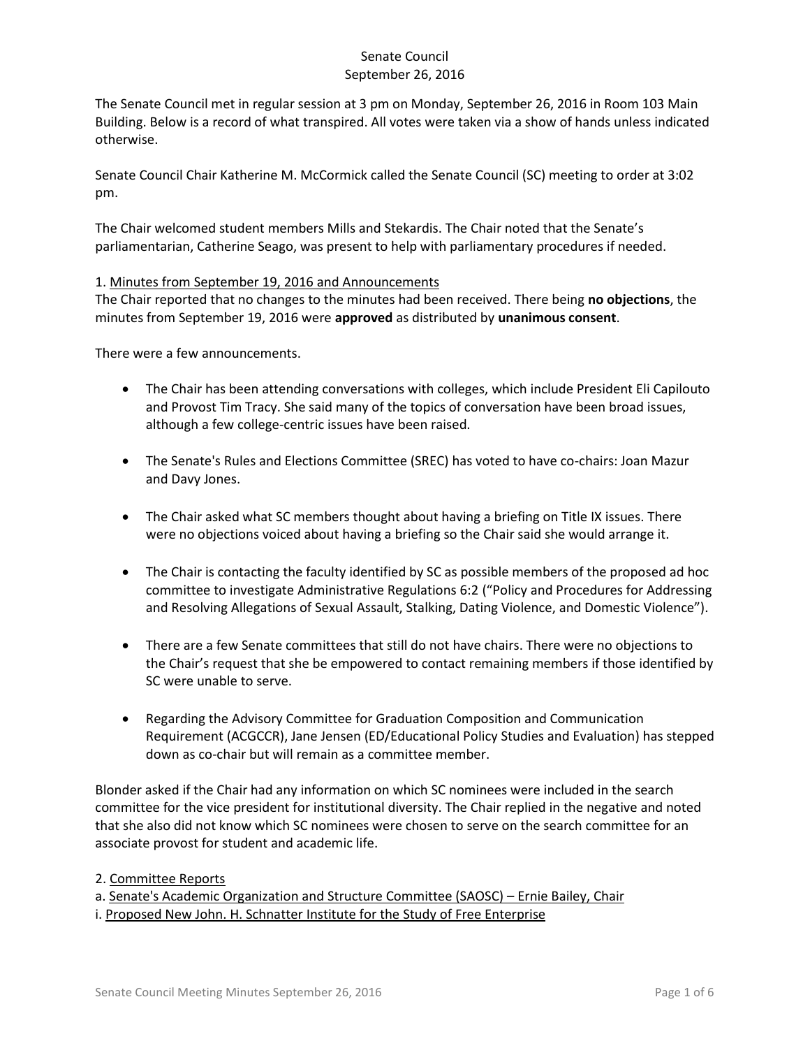Senate Council
September 26, 2016

The Senate Council met in regular session at 3 pm on Monday, September 26, 2016 in Room 103 Main Building. Below is a record of what transpired. All votes were taken via a show of hands unless indicated otherwise.

Senate Council Chair Katherine M. McCormick called the Senate Council (SC) meeting to order at 3:02 pm.

The Chair welcomed student members Mills and Stekardis. The Chair noted that the Senate's parliamentarian, Catherine Seago, was present to help with parliamentary procedures if needed.

1. Minutes from September 19, 2016 and Announcements

The Chair reported that no changes to the minutes had been received. There being **no objections**, the minutes from September 19, 2016 were **approved** as distributed by **unanimous consent**.

There were a few announcements.

- The Chair has been attending conversations with colleges, which include President Eli Capilouto and Provost Tim Tracy. She said many of the topics of conversation have been broad issues, although a few college-centric issues have been raised.
- The Senate's Rules and Elections Committee (SREC) has voted to have co-chairs: Joan Mazur and Davy Jones.
- The Chair asked what SC members thought about having a briefing on Title IX issues. There were no objections voiced about having a briefing so the Chair said she would arrange it.
- The Chair is contacting the faculty identified by SC as possible members of the proposed ad hoc committee to investigate Administrative Regulations 6:2 ("Policy and Procedures for Addressing and Resolving Allegations of Sexual Assault, Stalking, Dating Violence, and Domestic Violence").
- There are a few Senate committees that still do not have chairs. There were no objections to the Chair's request that she be empowered to contact remaining members if those identified by SC were unable to serve.
- Regarding the Advisory Committee for Graduation Composition and Communication Requirement (ACGCCR), Jane Jensen (ED/Educational Policy Studies and Evaluation) has stepped down as co-chair but will remain as a committee member.

Blonder asked if the Chair had any information on which SC nominees were included in the search committee for the vice president for institutional diversity. The Chair replied in the negative and noted that she also did not know which SC nominees were chosen to serve on the search committee for an associate provost for student and academic life.

2. Committee Reports

a. Senate's Academic Organization and Structure Committee (SAOSC) – Ernie Bailey, Chair

i. Proposed New John. H. Schnatter Institute for the Study of Free Enterprise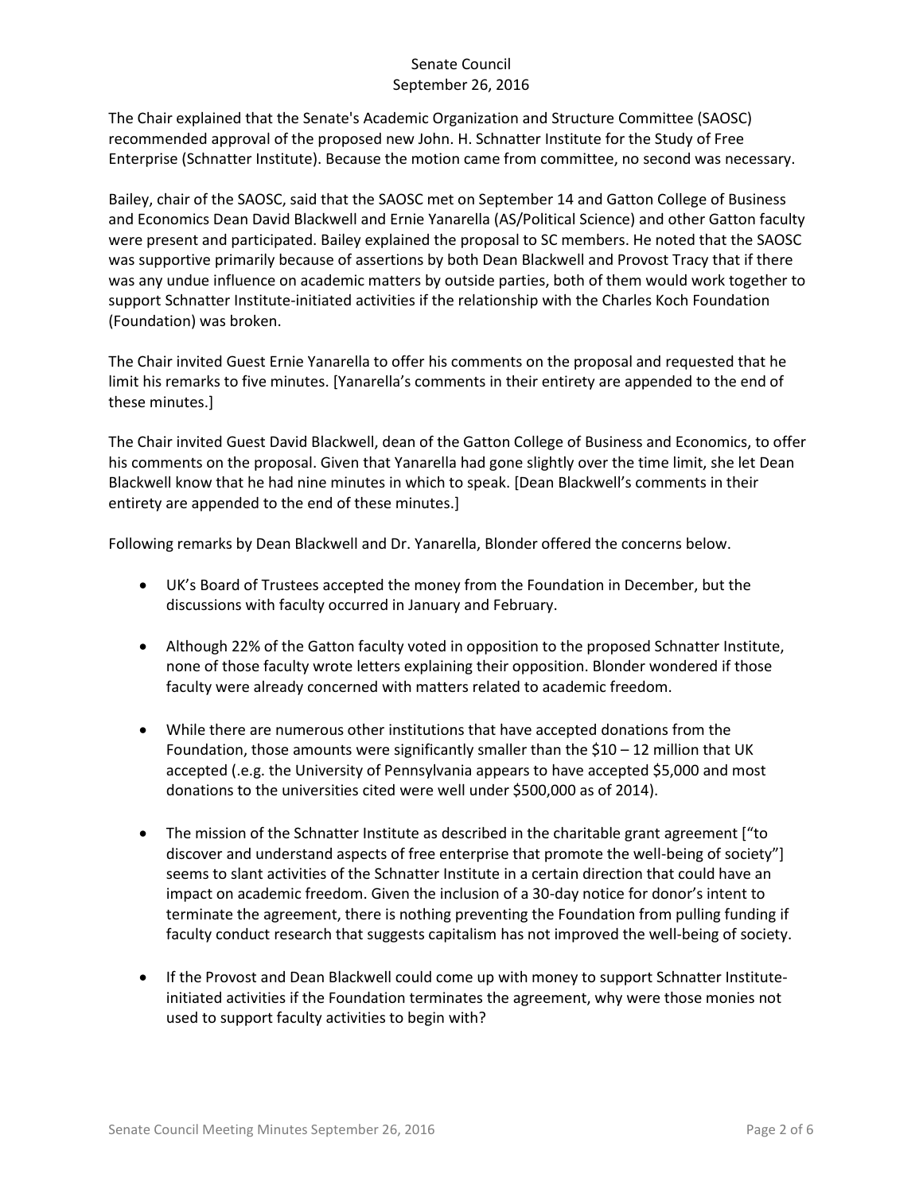The Chair explained that the Senate's Academic Organization and Structure Committee (SAOSC) recommended approval of the proposed new John. H. Schnatter Institute for the Study of Free Enterprise (Schnatter Institute). Because the motion came from committee, no second was necessary.

Bailey, chair of the SAOSC, said that the SAOSC met on September 14 and Gatton College of Business and Economics Dean David Blackwell and Ernie Yanarella (AS/Political Science) and other Gatton faculty were present and participated. Bailey explained the proposal to SC members. He noted that the SAOSC was supportive primarily because of assertions by both Dean Blackwell and Provost Tracy that if there was any undue influence on academic matters by outside parties, both of them would work together to support Schnatter Institute-initiated activities if the relationship with the Charles Koch Foundation (Foundation) was broken.

The Chair invited Guest Ernie Yanarella to offer his comments on the proposal and requested that he limit his remarks to five minutes. [Yanarella's comments in their entirety are appended to the end of these minutes.]

The Chair invited Guest David Blackwell, dean of the Gatton College of Business and Economics, to offer his comments on the proposal. Given that Yanarella had gone slightly over the time limit, she let Dean Blackwell know that he had nine minutes in which to speak. [Dean Blackwell's comments in their entirety are appended to the end of these minutes.]

Following remarks by Dean Blackwell and Dr. Yanarella, Blonder offered the concerns below.

- UK's Board of Trustees accepted the money from the Foundation in December, but the discussions with faculty occurred in January and February.
- Although 22% of the Gatton faculty voted in opposition to the proposed Schnatter Institute, none of those faculty wrote letters explaining their opposition. Blonder wondered if those faculty were already concerned with matters related to academic freedom.
- While there are numerous other institutions that have accepted donations from the Foundation, those amounts were significantly smaller than the $10 – 12 million that UK accepted (e.g. the University of Pennsylvania appears to have accepted $5,000 and most donations to the universities cited were well under $500,000 as of 2014).
- The mission of the Schnatter Institute as described in the charitable grant agreement ["to discover and understand aspects of free enterprise that promote the well-being of society"] seems to slant activities of the Schnatter Institute in a certain direction that could have an impact on academic freedom. Given the inclusion of a 30-day notice for donor's intent to terminate the agreement, there is nothing preventing the Foundation from pulling funding if faculty conduct research that suggests capitalism has not improved the well-being of society.
- If the Provost and Dean Blackwell could come up with money to support Schnatter Institute-initiated activities if the Foundation terminates the agreement, why were those monies not used to support faculty activities to begin with?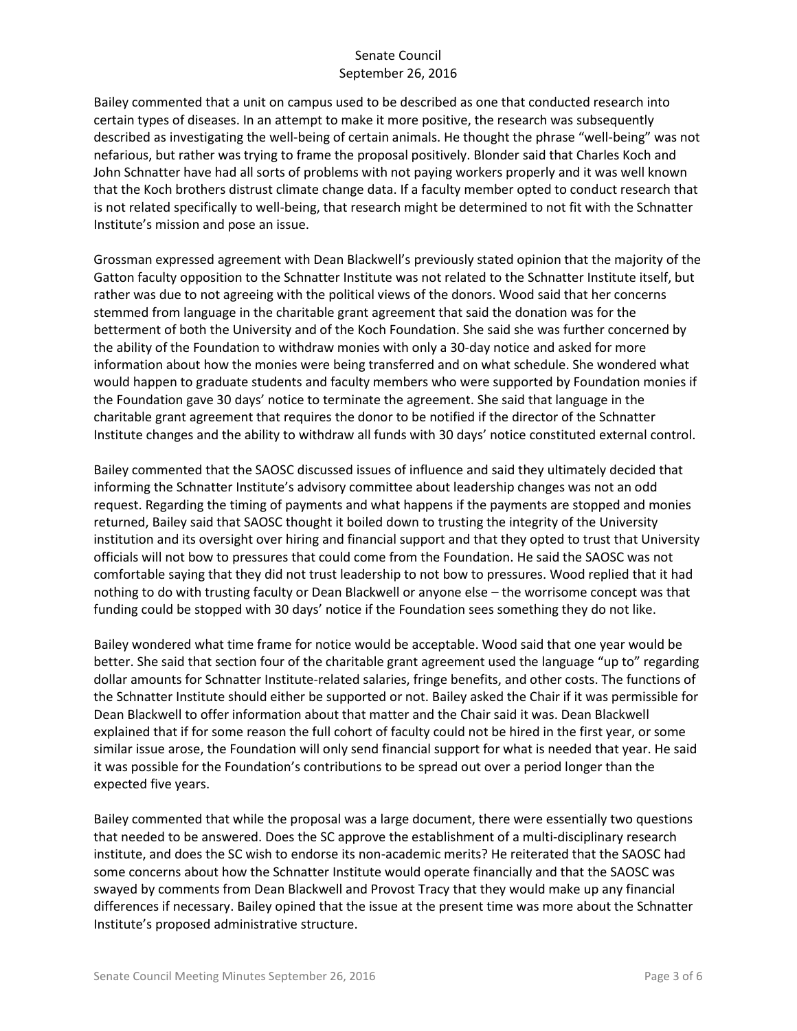Bailey commented that a unit on campus used to be described as one that conducted research into certain types of diseases. In an attempt to make it more positive, the research was subsequently described as investigating the well-being of certain animals. He thought the phrase "well-being" was not nefarious, but rather was trying to frame the proposal positively. Blonder said that Charles Koch and John Schnatter have had all sorts of problems with not paying workers properly and it was well known that the Koch brothers distrust climate change data. If a faculty member opted to conduct research that is not related specifically to well-being, that research might be determined to not fit with the Schnatter Institute's mission and pose an issue.

Grossman expressed agreement with Dean Blackwell's previously stated opinion that the majority of the Gatton faculty opposition to the Schnatter Institute was not related to the Schnatter Institute itself, but rather was due to not agreeing with the political views of the donors. Wood said that her concerns stemmed from language in the charitable grant agreement that said the donation was for the betterment of both the University and of the Koch Foundation. She said she was further concerned by the ability of the Foundation to withdraw monies with only a 30-day notice and asked for more information about how the monies were being transferred and on what schedule. She wondered what would happen to graduate students and faculty members who were supported by Foundation monies if the Foundation gave 30 days' notice to terminate the agreement. She said that language in the charitable grant agreement that requires the donor to be notified if the director of the Schnatter Institute changes and the ability to withdraw all funds with 30 days' notice constituted external control.

Bailey commented that the SAOSC discussed issues of influence and said they ultimately decided that informing the Schnatter Institute's advisory committee about leadership changes was not an odd request. Regarding the timing of payments and what happens if the payments are stopped and monies returned, Bailey said that SAOSC thought it boiled down to trusting the integrity of the University institution and its oversight over hiring and financial support and that they opted to trust that University officials will not bow to pressures that could come from the Foundation. He said the SAOSC was not comfortable saying that they did not trust leadership to not bow to pressures. Wood replied that it had nothing to do with trusting faculty or Dean Blackwell or anyone else – the worrisome concept was that funding could be stopped with 30 days' notice if the Foundation sees something they do not like.

Bailey wondered what time frame for notice would be acceptable. Wood said that one year would be better. She said that section four of the charitable grant agreement used the language "up to" regarding dollar amounts for Schnatter Institute-related salaries, fringe benefits, and other costs. The functions of the Schnatter Institute should either be supported or not. Bailey asked the Chair if it was permissible for Dean Blackwell to offer information about that matter and the Chair said it was. Dean Blackwell explained that if for some reason the full cohort of faculty could not be hired in the first year, or some similar issue arose, the Foundation will only send financial support for what is needed that year. He said it was possible for the Foundation's contributions to be spread out over a period longer than the expected five years.

Bailey commented that while the proposal was a large document, there were essentially two questions that needed to be answered. Does the SC approve the establishment of a multi-disciplinary research institute, and does the SC wish to endorse its non-academic merits? He reiterated that the SAOSC had some concerns about how the Schnatter Institute would operate financially and that the SAOSC was swayed by comments from Dean Blackwell and Provost Tracy that they would make up any financial differences if necessary. Bailey opined that the issue at the present time was more about the Schnatter Institute's proposed administrative structure.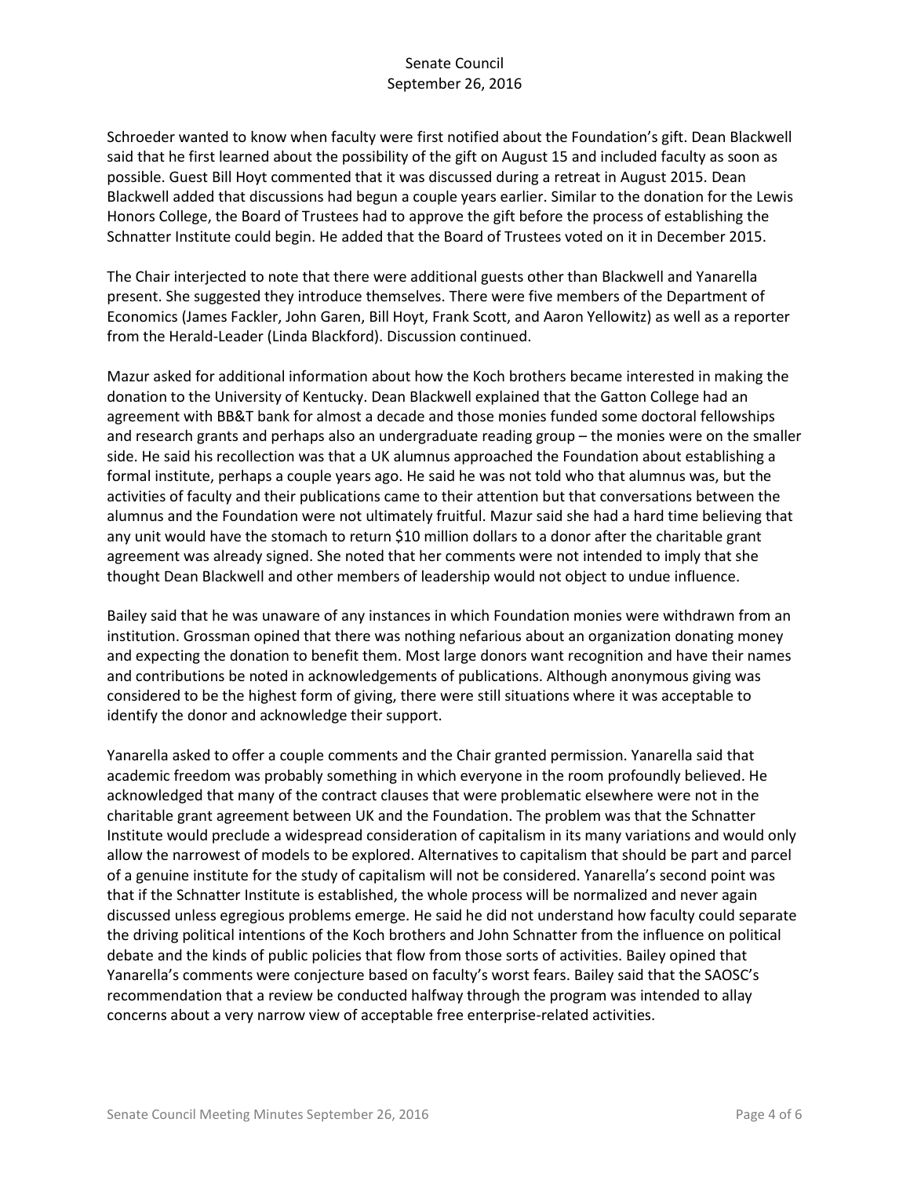Schroeder wanted to know when faculty were first notified about the Foundation's gift. Dean Blackwell said that he first learned about the possibility of the gift on August 15 and included faculty as soon as possible. Guest Bill Hoyt commented that it was discussed during a retreat in August 2015. Dean Blackwell added that discussions had begun a couple years earlier. Similar to the donation for the Lewis Honors College, the Board of Trustees had to approve the gift before the process of establishing the Schnatter Institute could begin. He added that the Board of Trustees voted on it in December 2015.

The Chair interjected to note that there were additional guests other than Blackwell and Yanarella present. She suggested they introduce themselves. There were five members of the Department of Economics (James Fackler, John Garen, Bill Hoyt, Frank Scott, and Aaron Yellowitz) as well as a reporter from the Herald-Leader (Linda Blackford). Discussion continued.

Mazur asked for additional information about how the Koch brothers became interested in making the donation to the University of Kentucky. Dean Blackwell explained that the Gatton College had an agreement with BB&T bank for almost a decade and those monies funded some doctoral fellowships and research grants and perhaps also an undergraduate reading group – the monies were on the smaller side. He said his recollection was that a UK alumnus approached the Foundation about establishing a formal institute, perhaps a couple years ago. He said he was not told who that alumnus was, but the activities of faculty and their publications came to their attention but that conversations between the alumnus and the Foundation were not ultimately fruitful. Mazur said she had a hard time believing that any unit would have the stomach to return $10 million dollars to a donor after the charitable grant agreement was already signed. She noted that her comments were not intended to imply that she thought Dean Blackwell and other members of leadership would not object to undue influence.

Bailey said that he was unaware of any instances in which Foundation monies were withdrawn from an institution. Grossman opined that there was nothing nefarious about an organization donating money and expecting the donation to benefit them. Most large donors want recognition and have their names and contributions be noted in acknowledgements of publications. Although anonymous giving was considered to be the highest form of giving, there were still situations where it was acceptable to identify the donor and acknowledge their support.

Yanarella asked to offer a couple comments and the Chair granted permission. Yanarella said that academic freedom was probably something in which everyone in the room profoundly believed. He acknowledged that many of the contract clauses that were problematic elsewhere were not in the charitable grant agreement between UK and the Foundation. The problem was that the Schnatter Institute would preclude a widespread consideration of capitalism in its many variations and would only allow the narrowest of models to be explored. Alternatives to capitalism that should be part and parcel of a genuine institute for the study of capitalism will not be considered. Yanarella's second point was that if the Schnatter Institute is established, the whole process will be normalized and never again discussed unless egregious problems emerge. He said he did not understand how faculty could separate the driving political intentions of the Koch brothers and John Schnatter from the influence on political debate and the kinds of public policies that flow from those sorts of activities. Bailey opined that Yanarella's comments were conjecture based on faculty's worst fears. Bailey said that the SAOSC's recommendation that a review be conducted halfway through the program was intended to allay concerns about a very narrow view of acceptable free enterprise-related activities.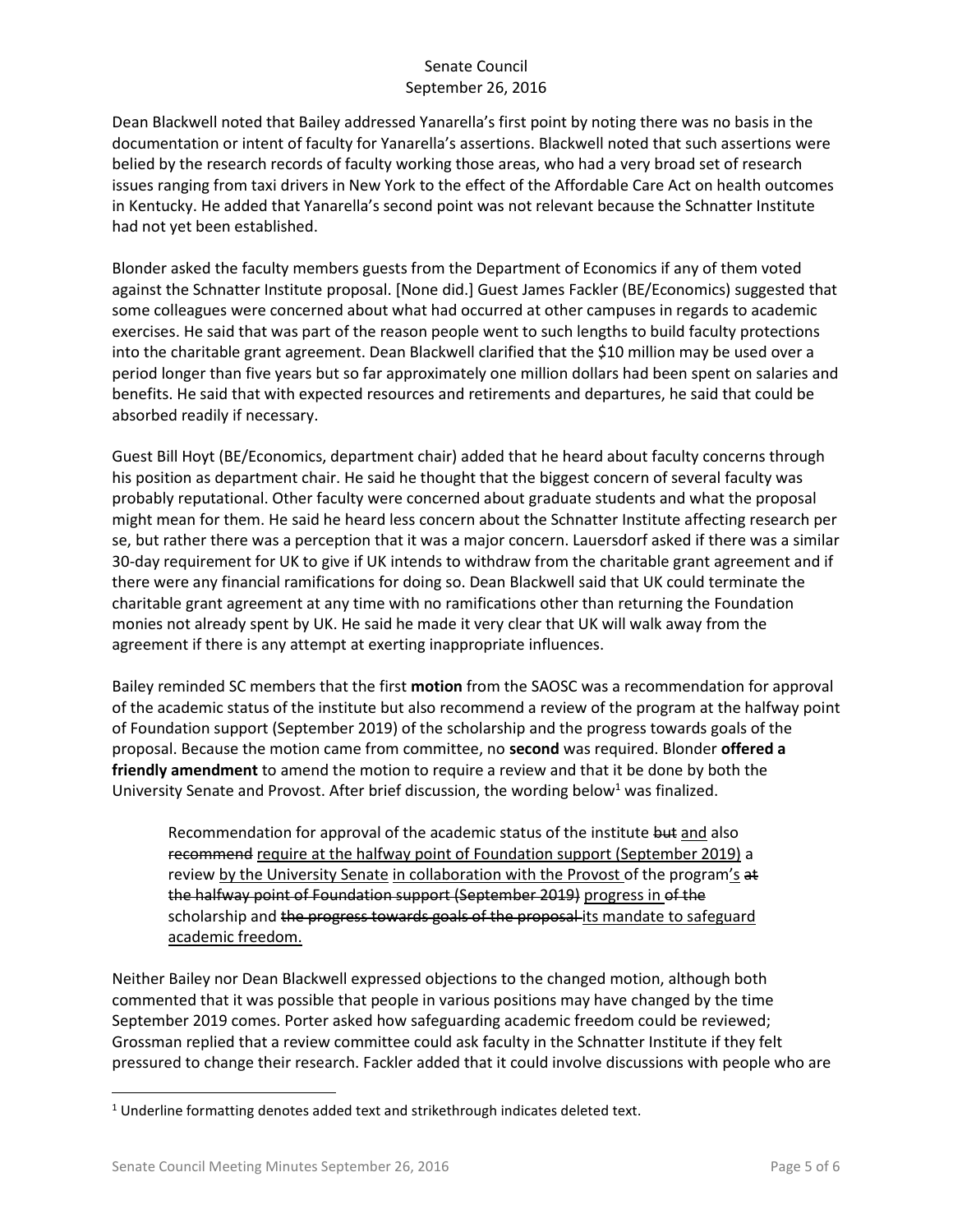Dean Blackwell noted that Bailey addressed Yanarella's first point by noting there was no basis in the documentation or intent of faculty for Yanarella's assertions. Blackwell noted that such assertions were belied by the research records of faculty working those areas, who had a very broad set of research issues ranging from taxi drivers in New York to the effect of the Affordable Care Act on health outcomes in Kentucky. He added that Yanarella's second point was not relevant because the Schnatter Institute had not yet been established.

Blonder asked the faculty members guests from the Department of Economics if any of them voted against the Schnatter Institute proposal. [None did.] Guest James Fackler (BE/Economics) suggested that some colleagues were concerned about what had occurred at other campuses in regards to academic exercises. He said that was part of the reason people went to such lengths to build faculty protections into the charitable grant agreement. Dean Blackwell clarified that the $10 million may be used over a period longer than five years but so far approximately one million dollars had been spent on salaries and benefits. He said that with expected resources and retirements and departures, he said that could be absorbed readily if necessary.

Guest Bill Hoyt (BE/Economics, department chair) added that he heard about faculty concerns through his position as department chair. He said he thought that the biggest concern of several faculty was probably reputational. Other faculty were concerned about graduate students and what the proposal might mean for them. He said he heard less concern about the Schnatter Institute affecting research per se, but rather there was a perception that it was a major concern. Lauersdorf asked if there was a similar 30-day requirement for UK to give if UK intends to withdraw from the charitable grant agreement and if there were any financial ramifications for doing so. Dean Blackwell said that UK could terminate the charitable grant agreement at any time with no ramifications other than returning the Foundation monies not already spent by UK. He said he made it very clear that UK will walk away from the agreement if there is any attempt at exerting inappropriate influences.

Bailey reminded SC members that the first **motion** from the SAOSC was a recommendation for approval of the academic status of the institute but also recommend a review of the program at the halfway point of Foundation support (September 2019) of the scholarship and the progress towards goals of the proposal. Because the motion came from committee, no **second** was required. Blonder **offered a friendly amendment** to amend the motion to require a review and that it be done by both the University Senate and Provost. After brief discussion, the wording below[1] was finalized.

> Recommendation for approval of the academic status of the institute ~~but~~ <u>and</u> also ~~recommend~~ <u>require at the halfway point of Foundation support (September 2019)</u> a review <u>by the University Senate</u> <u>in collaboration with the Provost</u> of the program<u>'s</u> ~~at the halfway point of Foundation support (September 2019)~~ <u>progress in</u> ~~of the~~ scholarship and ~~the progress towards goals of the proposal~~ <u>its mandate to safeguard academic freedom.</u>

Neither Bailey nor Dean Blackwell expressed objections to the changed motion, although both commented that it was possible that people in various positions may have changed by the time September 2019 comes. Porter asked how safeguarding academic freedom could be reviewed; Grossman replied that a review committee could ask faculty in the Schnatter Institute if they felt pressured to change their research. Fackler added that it could involve discussions with people who are

[1] Underline formatting denotes added text and strikethrough indicates deleted text.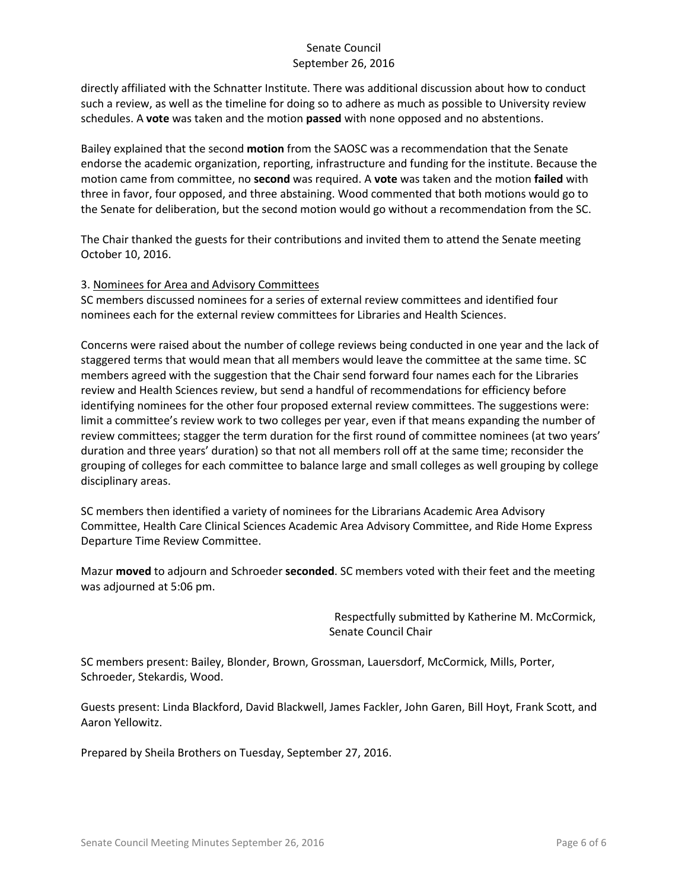directly affiliated with the Schnatter Institute. There was additional discussion about how to conduct such a review, as well as the timeline for doing so to adhere as much as possible to University review schedules. A **vote** was taken and the motion **passed** with none opposed and no abstentions.

Bailey explained that the second **motion** from the SAOSC was a recommendation that the Senate endorse the academic organization, reporting, infrastructure and funding for the institute. Because the motion came from committee, no **second** was required. A **vote** was taken and the motion **failed** with three in favor, four opposed, and three abstaining. Wood commented that both motions would go to the Senate for deliberation, but the second motion would go without a recommendation from the SC.

The Chair thanked the guests for their contributions and invited them to attend the Senate meeting October 10, 2016.

3. <u>Nominees for Area and Advisory Committees</u>
SC members discussed nominees for a series of external review committees and identified four nominees each for the external review committees for Libraries and Health Sciences.

Concerns were raised about the number of college reviews being conducted in one year and the lack of staggered terms that would mean that all members would leave the committee at the same time. SC members agreed with the suggestion that the Chair send forward four names each for the Libraries review and Health Sciences review, but send a handful of recommendations for efficiency before identifying nominees for the other four proposed external review committees. The suggestions were: limit a committee's review work to two colleges per year, even if that means expanding the number of review committees; stagger the term duration for the first round of committee nominees (at two years' duration and three years' duration) so that not all members roll off at the same time; reconsider the grouping of colleges for each committee to balance large and small colleges as well grouping by college disciplinary areas.

SC members then identified a variety of nominees for the Librarians Academic Area Advisory Committee, Health Care Clinical Sciences Academic Area Advisory Committee, and Ride Home Express Departure Time Review Committee.

Mazur **moved** to adjourn and Schroeder **seconded**. SC members voted with their feet and the meeting was adjourned at 5:06 pm.

Respectfully submitted by Katherine M. McCormick,
Senate Council Chair

SC members present: Bailey, Blonder, Brown, Grossman, Lauersdorf, McCormick, Mills, Porter, Schroeder, Stekardis, Wood.

Guests present: Linda Blackford, David Blackwell, James Fackler, John Garen, Bill Hoyt, Frank Scott, and Aaron Yellowitz.

Prepared by Sheila Brothers on Tuesday, September 27, 2016.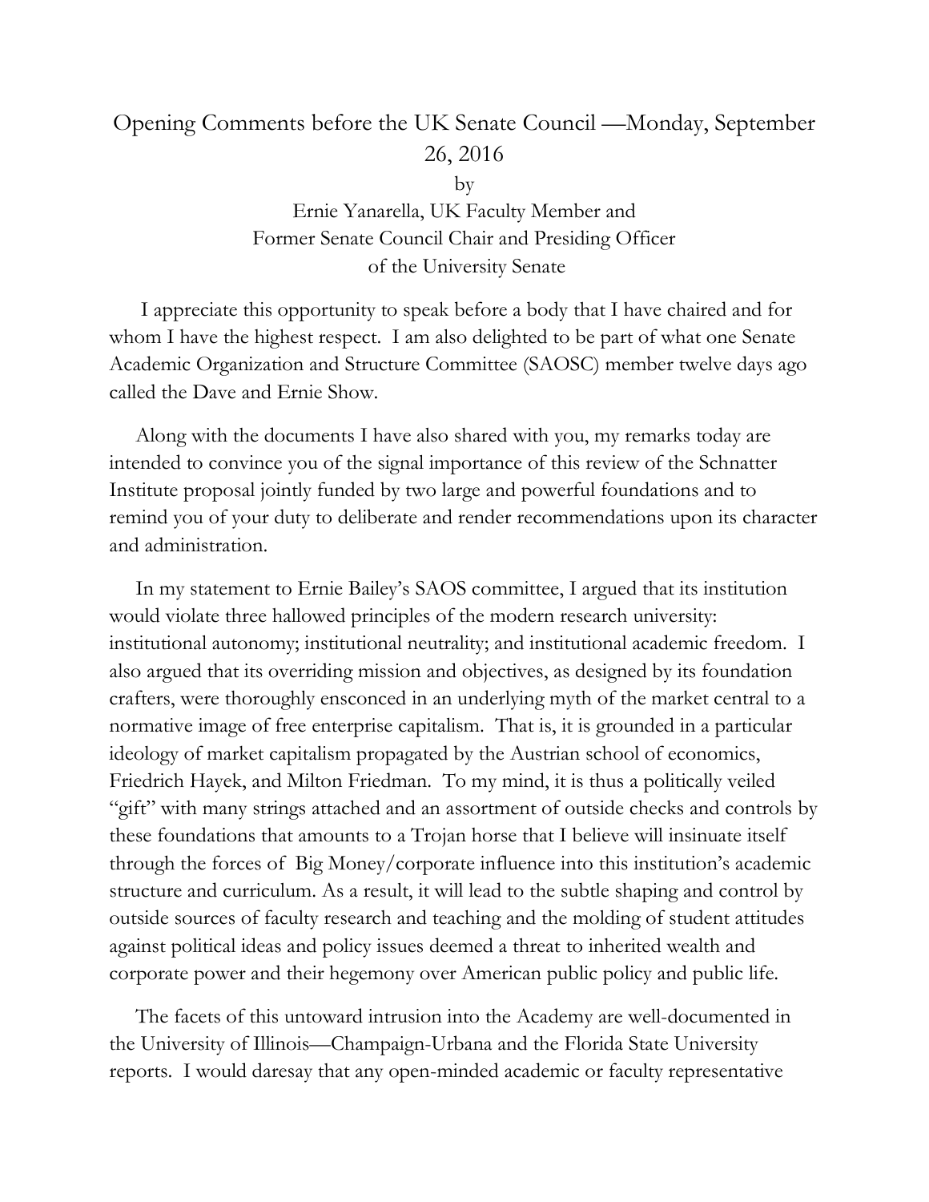# Opening Comments before the UK Senate Council —Monday, September 26, 2016

by

Ernie Yanarella, UK Faculty Member and
Former Senate Council Chair and Presiding Officer
of the University Senate

I appreciate this opportunity to speak before a body that I have chaired and for whom I have the highest respect. I am also delighted to be part of what one Senate Academic Organization and Structure Committee (SAOSC) member twelve days ago called the Dave and Ernie Show.

Along with the documents I have also shared with you, my remarks today are intended to convince you of the signal importance of this review of the Schnatter Institute proposal jointly funded by two large and powerful foundations and to remind you of your duty to deliberate and render recommendations upon its character and administration.

In my statement to Ernie Bailey's SAOS committee, I argued that its institution would violate three hallowed principles of the modern research university: institutional autonomy; institutional neutrality; and institutional academic freedom. I also argued that its overriding mission and objectives, as designed by its foundation crafters, were thoroughly ensconced in an underlying myth of the market central to a normative image of free enterprise capitalism. That is, it is grounded in a particular ideology of market capitalism propagated by the Austrian school of economics, Friedrich Hayek, and Milton Friedman. To my mind, it is thus a politically veiled "gift" with many strings attached and an assortment of outside checks and controls by these foundations that amounts to a Trojan horse that I believe will insinuate itself through the forces of Big Money/corporate influence into this institution's academic structure and curriculum. As a result, it will lead to the subtle shaping and control by outside sources of faculty research and teaching and the molding of student attitudes against political ideas and policy issues deemed a threat to inherited wealth and corporate power and their hegemony over American public policy and public life.

The facets of this untoward intrusion into the Academy are well-documented in the University of Illinois—Champaign-Urbana and the Florida State University reports. I would daresay that any open-minded academic or faculty representative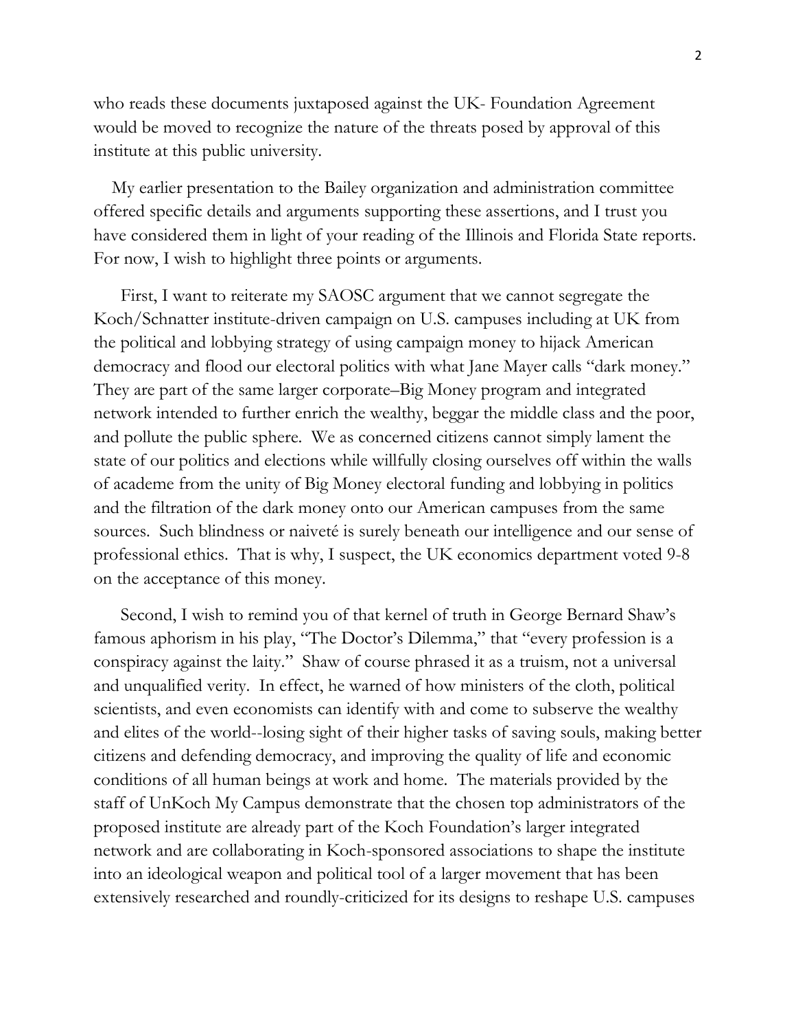who reads these documents juxtaposed against the UK- Foundation Agreement would be moved to recognize the nature of the threats posed by approval of this institute at this public university.

My earlier presentation to the Bailey organization and administration committee offered specific details and arguments supporting these assertions, and I trust you have considered them in light of your reading of the Illinois and Florida State reports. For now, I wish to highlight three points or arguments.

First, I want to reiterate my SAOSC argument that we cannot segregate the Koch/Schnatter institute-driven campaign on U.S. campuses including at UK from the political and lobbying strategy of using campaign money to hijack American democracy and flood our electoral politics with what Jane Mayer calls "dark money." They are part of the same larger corporate–Big Money program and integrated network intended to further enrich the wealthy, beggar the middle class and the poor, and pollute the public sphere. We as concerned citizens cannot simply lament the state of our politics and elections while willfully closing ourselves off within the walls of academe from the unity of Big Money electoral funding and lobbying in politics and the filtration of the dark money onto our American campuses from the same sources. Such blindness or naiveté is surely beneath our intelligence and our sense of professional ethics. That is why, I suspect, the UK economics department voted 9-8 on the acceptance of this money.

Second, I wish to remind you of that kernel of truth in George Bernard Shaw's famous aphorism in his play, "The Doctor's Dilemma," that "every profession is a conspiracy against the laity." Shaw of course phrased it as a truism, not a universal and unqualified verity. In effect, he warned of how ministers of the cloth, political scientists, and even economists can identify with and come to subserve the wealthy and elites of the world--losing sight of their higher tasks of saving souls, making better citizens and defending democracy, and improving the quality of life and economic conditions of all human beings at work and home. The materials provided by the staff of UnKoch My Campus demonstrate that the chosen top administrators of the proposed institute are already part of the Koch Foundation's larger integrated network and are collaborating in Koch-sponsored associations to shape the institute into an ideological weapon and political tool of a larger movement that has been extensively researched and roundly-criticized for its designs to reshape U.S. campuses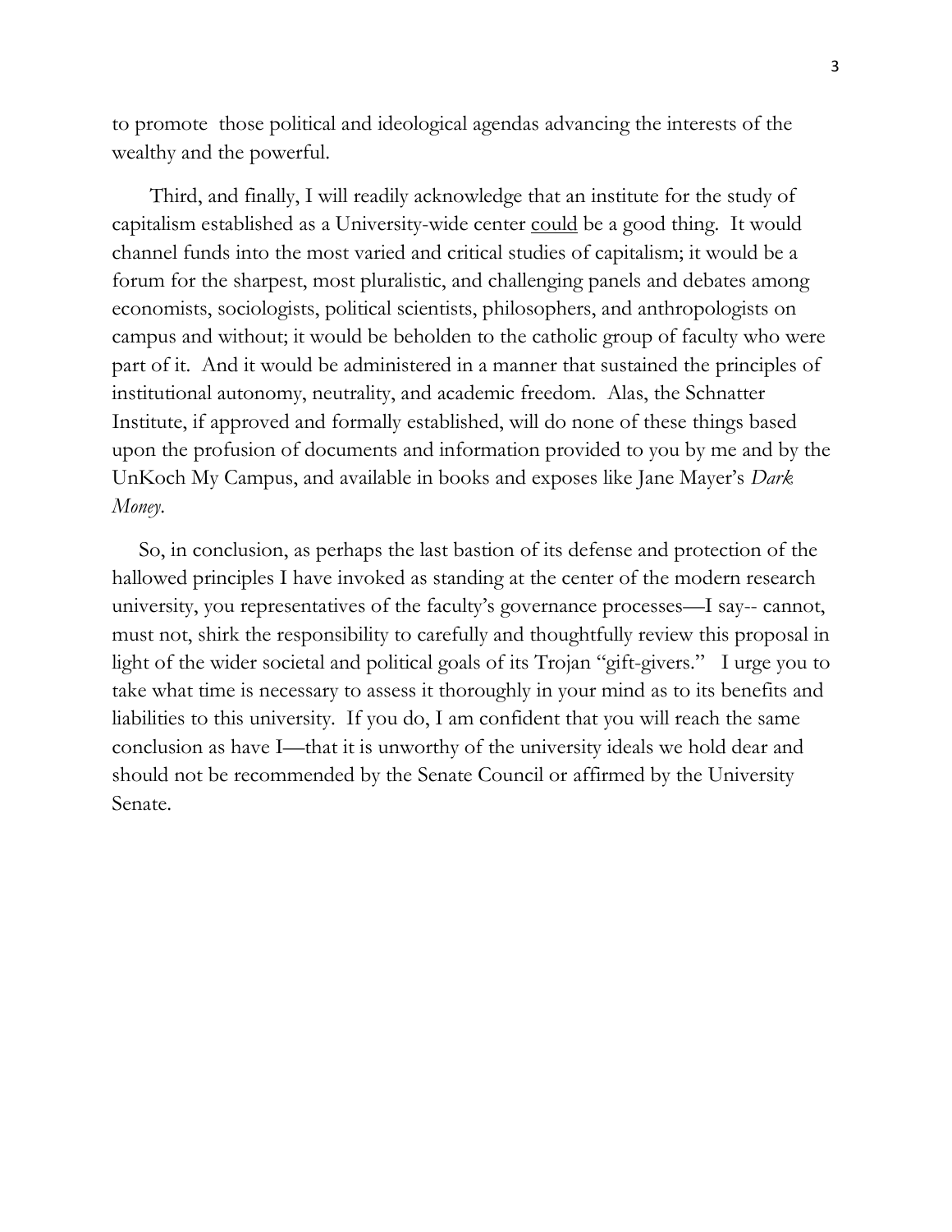to promote those political and ideological agendas advancing the interests of the wealthy and the powerful.

Third, and finally, I will readily acknowledge that an institute for the study of capitalism established as a University-wide center <u>could</u> be a good thing. It would channel funds into the most varied and critical studies of capitalism; it would be a forum for the sharpest, most pluralistic, and challenging panels and debates among economists, sociologists, political scientists, philosophers, and anthropologists on campus and without; it would be beholden to the catholic group of faculty who were part of it. And it would be administered in a manner that sustained the principles of institutional autonomy, neutrality, and academic freedom. Alas, the Schnatter Institute, if approved and formally established, will do none of these things based upon the profusion of documents and information provided to you by me and by the UnKoch My Campus, and available in books and exposes like Jane Mayer's *Dark Money*.

So, in conclusion, as perhaps the last bastion of its defense and protection of the hallowed principles I have invoked as standing at the center of the modern research university, you representatives of the faculty's governance processes—I say-- cannot, must not, shirk the responsibility to carefully and thoughtfully review this proposal in light of the wider societal and political goals of its Trojan "gift-givers." I urge you to take what time is necessary to assess it thoroughly in your mind as to its benefits and liabilities to this university. If you do, I am confident that you will reach the same conclusion as have I—that it is unworthy of the university ideals we hold dear and should not be recommended by the Senate Council or affirmed by the University Senate.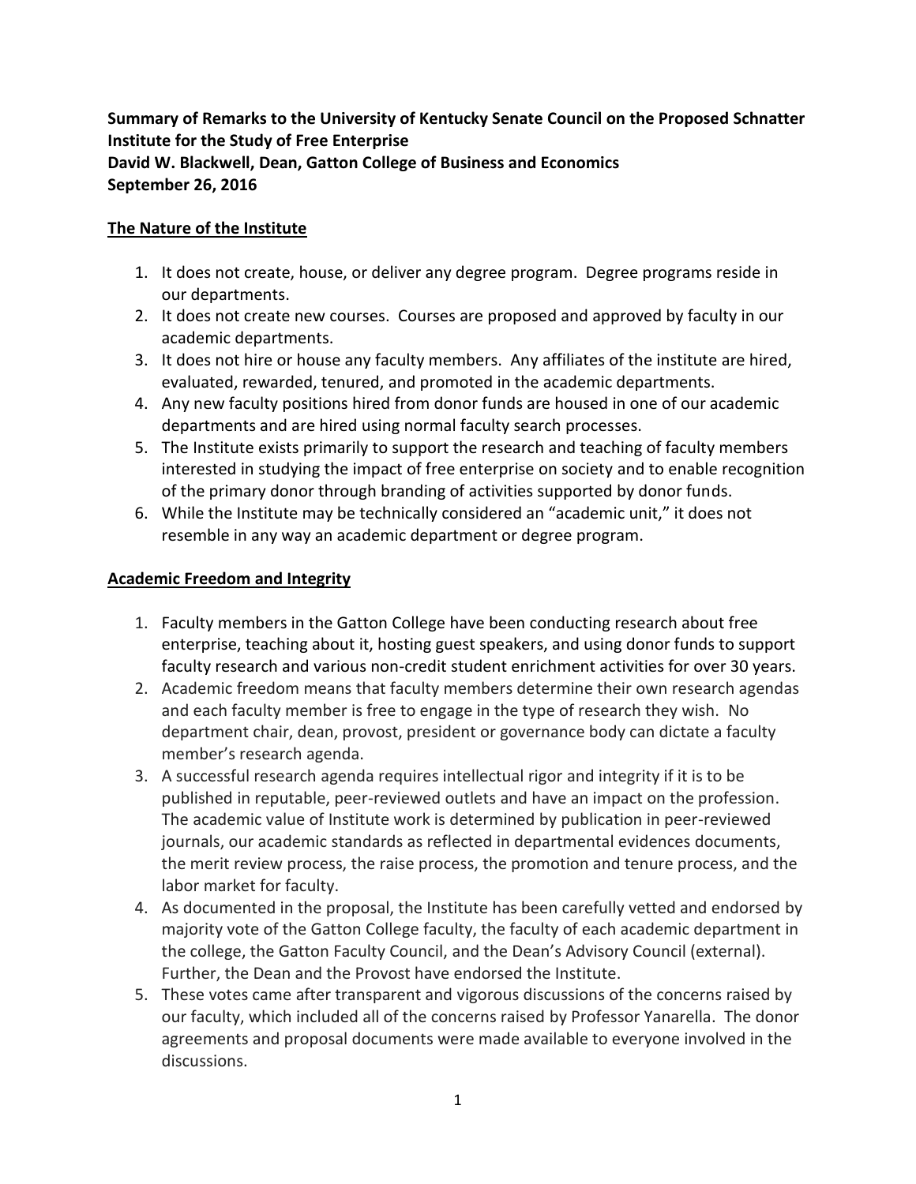**Summary of Remarks to the University of Kentucky Senate Council on the Proposed Schnatter Institute for the Study of Free Enterprise**
**David W. Blackwell, Dean, Gatton College of Business and Economics**
**September 26, 2016**

## The Nature of the Institute

1. It does not create, house, or deliver any degree program. Degree programs reside in our departments.
2. It does not create new courses. Courses are proposed and approved by faculty in our academic departments.
3. It does not hire or house any faculty members. Any affiliates of the institute are hired, evaluated, rewarded, tenured, and promoted in the academic departments.
4. Any new faculty positions hired from donor funds are housed in one of our academic departments and are hired using normal faculty search processes.
5. The Institute exists primarily to support the research and teaching of faculty members interested in studying the impact of free enterprise on society and to enable recognition of the primary donor through branding of activities supported by donor funds.
6. While the Institute may be technically considered an "academic unit," it does not resemble in any way an academic department or degree program.

## Academic Freedom and Integrity

1. Faculty members in the Gatton College have been conducting research about free enterprise, teaching about it, hosting guest speakers, and using donor funds to support faculty research and various non-credit student enrichment activities for over 30 years.
2. Academic freedom means that faculty members determine their own research agendas and each faculty member is free to engage in the type of research they wish. No department chair, dean, provost, president or governance body can dictate a faculty member's research agenda.
3. A successful research agenda requires intellectual rigor and integrity if it is to be published in reputable, peer-reviewed outlets and have an impact on the profession. The academic value of Institute work is determined by publication in peer-reviewed journals, our academic standards as reflected in departmental evidences documents, the merit review process, the raise process, the promotion and tenure process, and the labor market for faculty.
4. As documented in the proposal, the Institute has been carefully vetted and endorsed by majority vote of the Gatton College faculty, the faculty of each academic department in the college, the Gatton Faculty Council, and the Dean's Advisory Council (external). Further, the Dean and the Provost have endorsed the Institute.
5. These votes came after transparent and vigorous discussions of the concerns raised by our faculty, which included all of the concerns raised by Professor Yanarella. The donor agreements and proposal documents were made available to everyone involved in the discussions.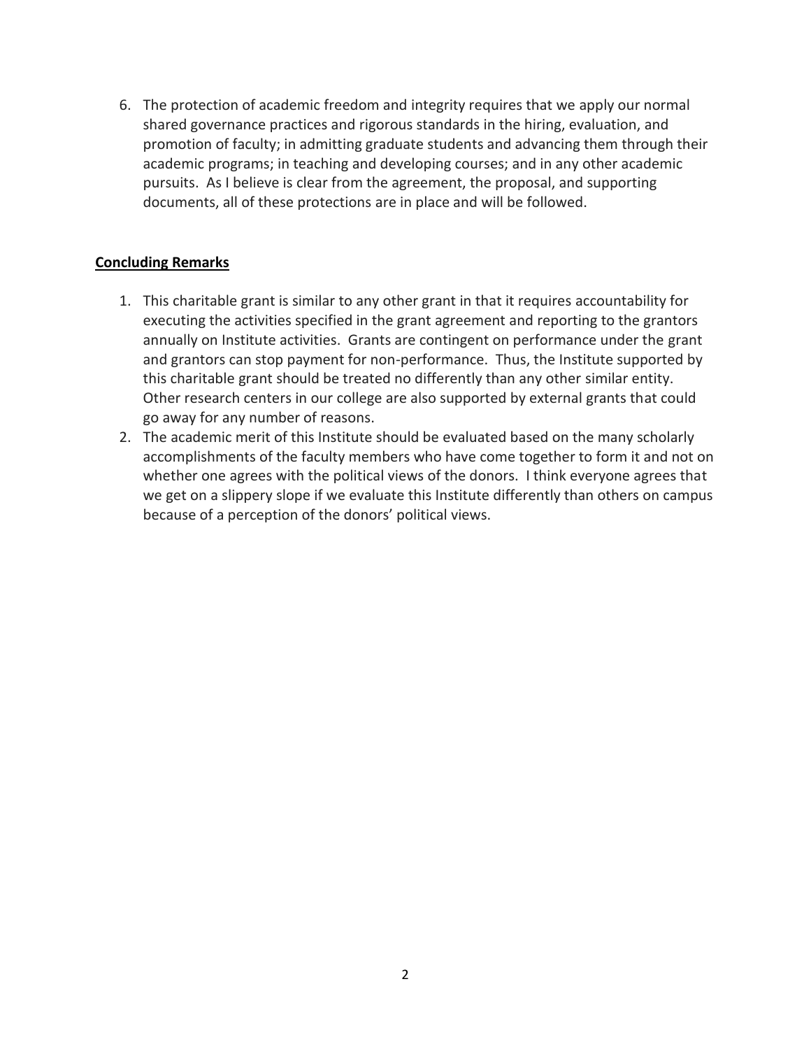6. The protection of academic freedom and integrity requires that we apply our normal shared governance practices and rigorous standards in the hiring, evaluation, and promotion of faculty; in admitting graduate students and advancing them through their academic programs; in teaching and developing courses; and in any other academic pursuits. As I believe is clear from the agreement, the proposal, and supporting documents, all of these protections are in place and will be followed.

**Concluding Remarks**

1. This charitable grant is similar to any other grant in that it requires accountability for executing the activities specified in the grant agreement and reporting to the grantors annually on Institute activities. Grants are contingent on performance under the grant and grantors can stop payment for non-performance. Thus, the Institute supported by this charitable grant should be treated no differently than any other similar entity. Other research centers in our college are also supported by external grants that could go away for any number of reasons.
2. The academic merit of this Institute should be evaluated based on the many scholarly accomplishments of the faculty members who have come together to form it and not on whether one agrees with the political views of the donors. I think everyone agrees that we get on a slippery slope if we evaluate this Institute differently than others on campus because of a perception of the donors' political views.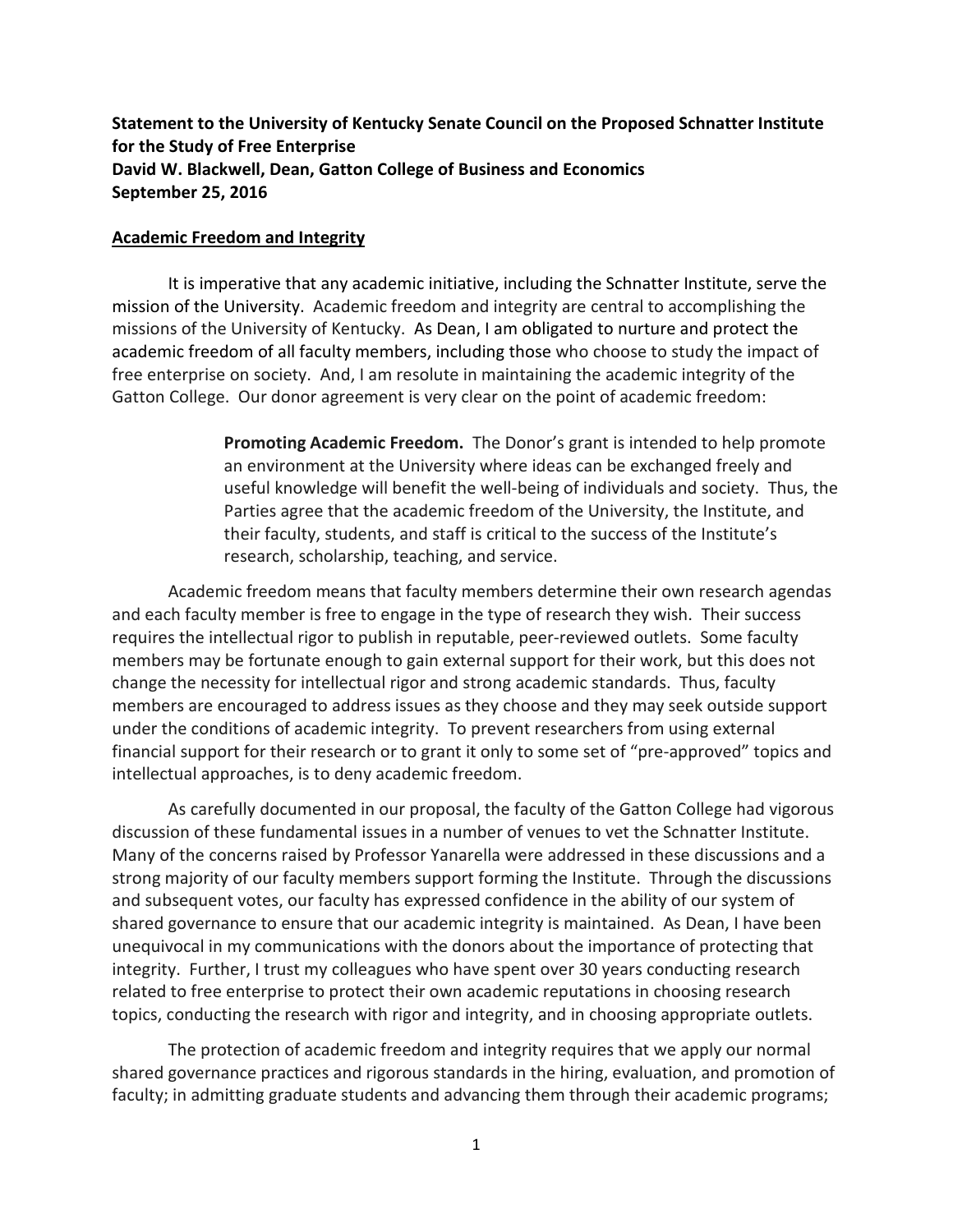**Statement to the University of Kentucky Senate Council on the Proposed Schnatter Institute for the Study of Free Enterprise**
**David W. Blackwell, Dean, Gatton College of Business and Economics**
**September 25, 2016**

## Academic Freedom and Integrity

It is imperative that any academic initiative, including the Schnatter Institute, serve the mission of the University. Academic freedom and integrity are central to accomplishing the missions of the University of Kentucky. As Dean, I am obligated to nurture and protect the academic freedom of all faculty members, including those who choose to study the impact of free enterprise on society. And, I am resolute in maintaining the academic integrity of the Gatton College. Our donor agreement is very clear on the point of academic freedom:

> **Promoting Academic Freedom.** The Donor's grant is intended to help promote an environment at the University where ideas can be exchanged freely and useful knowledge will benefit the well-being of individuals and society. Thus, the Parties agree that the academic freedom of the University, the Institute, and their faculty, students, and staff is critical to the success of the Institute's research, scholarship, teaching, and service.

Academic freedom means that faculty members determine their own research agendas and each faculty member is free to engage in the type of research they wish. Their success requires the intellectual rigor to publish in reputable, peer-reviewed outlets. Some faculty members may be fortunate enough to gain external support for their work, but this does not change the necessity for intellectual rigor and strong academic standards. Thus, faculty members are encouraged to address issues as they choose and they may seek outside support under the conditions of academic integrity. To prevent researchers from using external financial support for their research or to grant it only to some set of "pre-approved" topics and intellectual approaches, is to deny academic freedom.

As carefully documented in our proposal, the faculty of the Gatton College had vigorous discussion of these fundamental issues in a number of venues to vet the Schnatter Institute. Many of the concerns raised by Professor Yanarella were addressed in these discussions and a strong majority of our faculty members support forming the Institute. Through the discussions and subsequent votes, our faculty has expressed confidence in the ability of our system of shared governance to ensure that our academic integrity is maintained. As Dean, I have been unequivocal in my communications with the donors about the importance of protecting that integrity. Further, I trust my colleagues who have spent over 30 years conducting research related to free enterprise to protect their own academic reputations in choosing research topics, conducting the research with rigor and integrity, and in choosing appropriate outlets.

The protection of academic freedom and integrity requires that we apply our normal shared governance practices and rigorous standards in the hiring, evaluation, and promotion of faculty; in admitting graduate students and advancing them through their academic programs;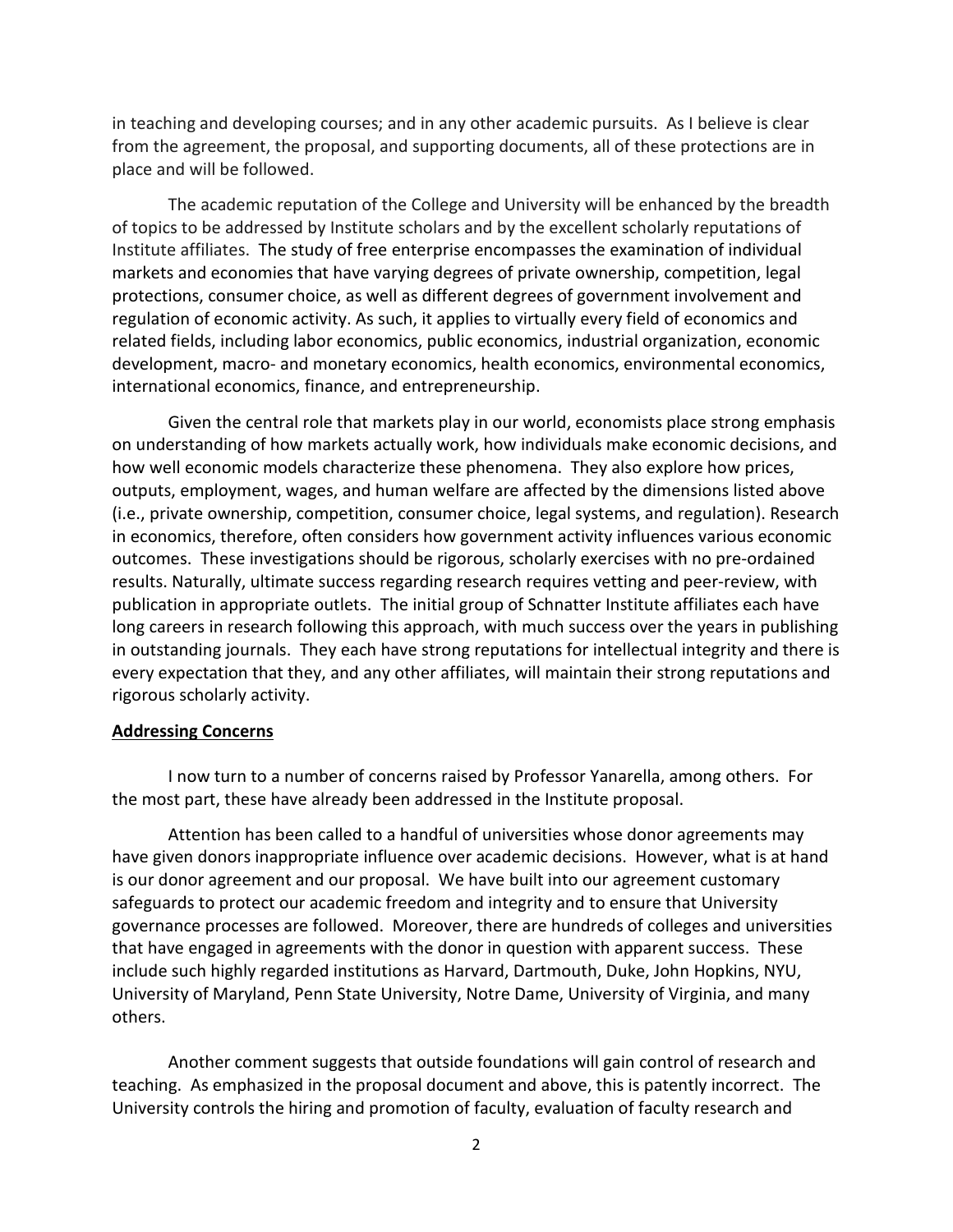in teaching and developing courses; and in any other academic pursuits. As I believe is clear from the agreement, the proposal, and supporting documents, all of these protections are in place and will be followed.

The academic reputation of the College and University will be enhanced by the breadth of topics to be addressed by Institute scholars and by the excellent scholarly reputations of Institute affiliates. The study of free enterprise encompasses the examination of individual markets and economies that have varying degrees of private ownership, competition, legal protections, consumer choice, as well as different degrees of government involvement and regulation of economic activity. As such, it applies to virtually every field of economics and related fields, including labor economics, public economics, industrial organization, economic development, macro- and monetary economics, health economics, environmental economics, international economics, finance, and entrepreneurship.

Given the central role that markets play in our world, economists place strong emphasis on understanding of how markets actually work, how individuals make economic decisions, and how well economic models characterize these phenomena. They also explore how prices, outputs, employment, wages, and human welfare are affected by the dimensions listed above (i.e., private ownership, competition, consumer choice, legal systems, and regulation). Research in economics, therefore, often considers how government activity influences various economic outcomes. These investigations should be rigorous, scholarly exercises with no pre-ordained results. Naturally, ultimate success regarding research requires vetting and peer-review, with publication in appropriate outlets. The initial group of Schnatter Institute affiliates each have long careers in research following this approach, with much success over the years in publishing in outstanding journals. They each have strong reputations for intellectual integrity and there is every expectation that they, and any other affiliates, will maintain their strong reputations and rigorous scholarly activity.

**Addressing Concerns**

I now turn to a number of concerns raised by Professor Yanarella, among others. For the most part, these have already been addressed in the Institute proposal.

Attention has been called to a handful of universities whose donor agreements may have given donors inappropriate influence over academic decisions. However, what is at hand is our donor agreement and our proposal. We have built into our agreement customary safeguards to protect our academic freedom and integrity and to ensure that University governance processes are followed. Moreover, there are hundreds of colleges and universities that have engaged in agreements with the donor in question with apparent success. These include such highly regarded institutions as Harvard, Dartmouth, Duke, John Hopkins, NYU, University of Maryland, Penn State University, Notre Dame, University of Virginia, and many others.

Another comment suggests that outside foundations will gain control of research and teaching. As emphasized in the proposal document and above, this is patently incorrect. The University controls the hiring and promotion of faculty, evaluation of faculty research and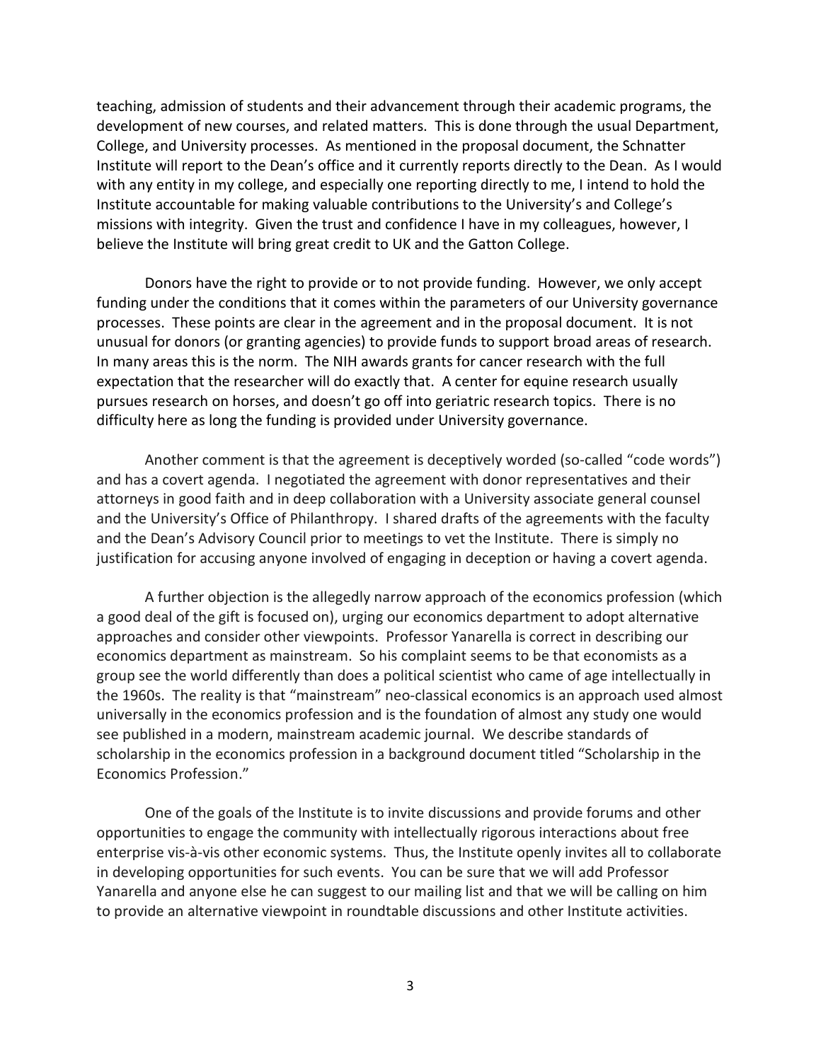teaching, admission of students and their advancement through their academic programs, the development of new courses, and related matters. This is done through the usual Department, College, and University processes. As mentioned in the proposal document, the Schnatter Institute will report to the Dean's office and it currently reports directly to the Dean. As I would with any entity in my college, and especially one reporting directly to me, I intend to hold the Institute accountable for making valuable contributions to the University's and College's missions with integrity. Given the trust and confidence I have in my colleagues, however, I believe the Institute will bring great credit to UK and the Gatton College.

Donors have the right to provide or to not provide funding. However, we only accept funding under the conditions that it comes within the parameters of our University governance processes. These points are clear in the agreement and in the proposal document. It is not unusual for donors (or granting agencies) to provide funds to support broad areas of research. In many areas this is the norm. The NIH awards grants for cancer research with the full expectation that the researcher will do exactly that. A center for equine research usually pursues research on horses, and doesn't go off into geriatric research topics. There is no difficulty here as long the funding is provided under University governance.

Another comment is that the agreement is deceptively worded (so-called "code words") and has a covert agenda. I negotiated the agreement with donor representatives and their attorneys in good faith and in deep collaboration with a University associate general counsel and the University's Office of Philanthropy. I shared drafts of the agreements with the faculty and the Dean's Advisory Council prior to meetings to vet the Institute. There is simply no justification for accusing anyone involved of engaging in deception or having a covert agenda.

A further objection is the allegedly narrow approach of the economics profession (which a good deal of the gift is focused on), urging our economics department to adopt alternative approaches and consider other viewpoints. Professor Yanarella is correct in describing our economics department as mainstream. So his complaint seems to be that economists as a group see the world differently than does a political scientist who came of age intellectually in the 1960s. The reality is that "mainstream" neo-classical economics is an approach used almost universally in the economics profession and is the foundation of almost any study one would see published in a modern, mainstream academic journal. We describe standards of scholarship in the economics profession in a background document titled "Scholarship in the Economics Profession."

One of the goals of the Institute is to invite discussions and provide forums and other opportunities to engage the community with intellectually rigorous interactions about free enterprise vis-à-vis other economic systems. Thus, the Institute openly invites all to collaborate in developing opportunities for such events. You can be sure that we will add Professor Yanarella and anyone else he can suggest to our mailing list and that we will be calling on him to provide an alternative viewpoint in roundtable discussions and other Institute activities.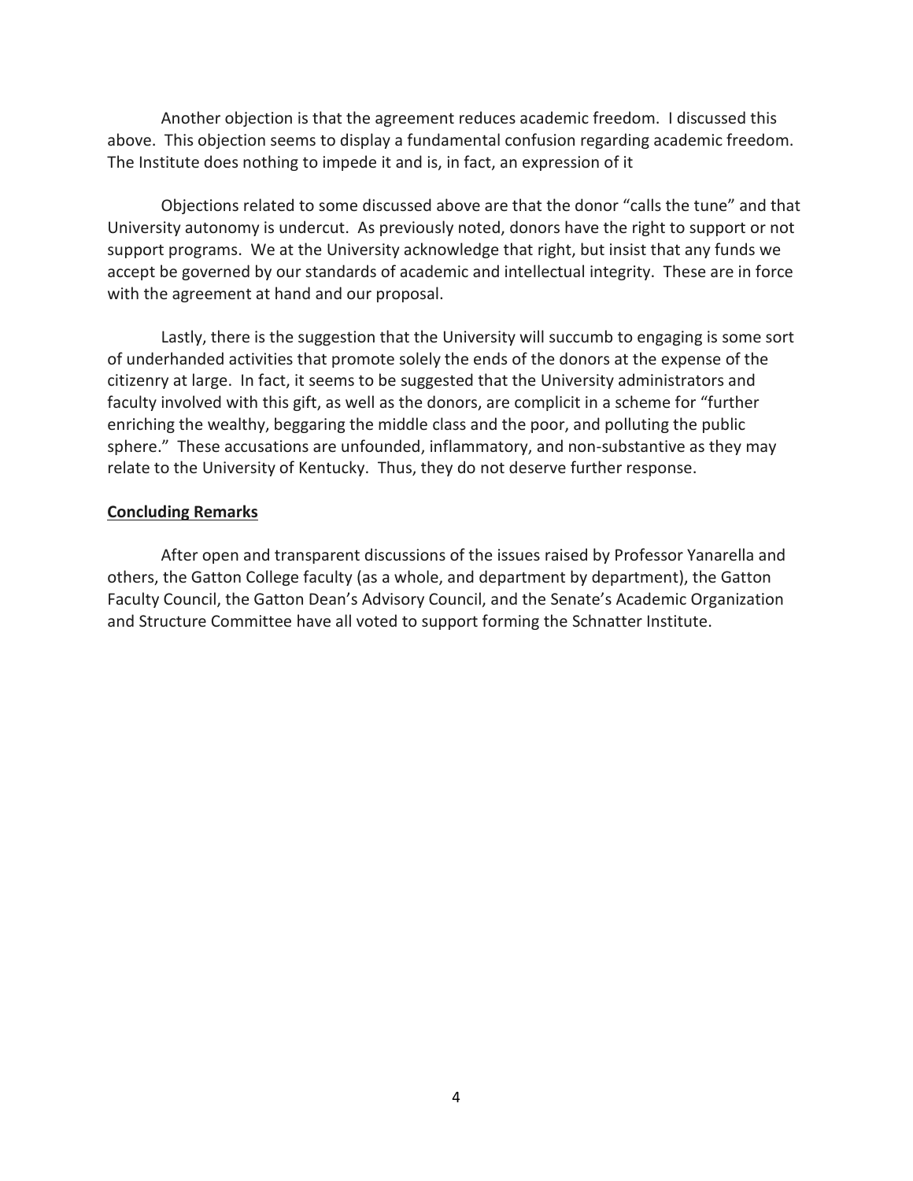Another objection is that the agreement reduces academic freedom. I discussed this above. This objection seems to display a fundamental confusion regarding academic freedom. The Institute does nothing to impede it and is, in fact, an expression of it

Objections related to some discussed above are that the donor "calls the tune" and that University autonomy is undercut. As previously noted, donors have the right to support or not support programs. We at the University acknowledge that right, but insist that any funds we accept be governed by our standards of academic and intellectual integrity. These are in force with the agreement at hand and our proposal.

Lastly, there is the suggestion that the University will succumb to engaging is some sort of underhanded activities that promote solely the ends of the donors at the expense of the citizenry at large. In fact, it seems to be suggested that the University administrators and faculty involved with this gift, as well as the donors, are complicit in a scheme for "further enriching the wealthy, beggaring the middle class and the poor, and polluting the public sphere." These accusations are unfounded, inflammatory, and non-substantive as they may relate to the University of Kentucky. Thus, they do not deserve further response.

**<u>Concluding Remarks</u>**

After open and transparent discussions of the issues raised by Professor Yanarella and others, the Gatton College faculty (as a whole, and department by department), the Gatton Faculty Council, the Gatton Dean's Advisory Council, and the Senate's Academic Organization and Structure Committee have all voted to support forming the Schnatter Institute.